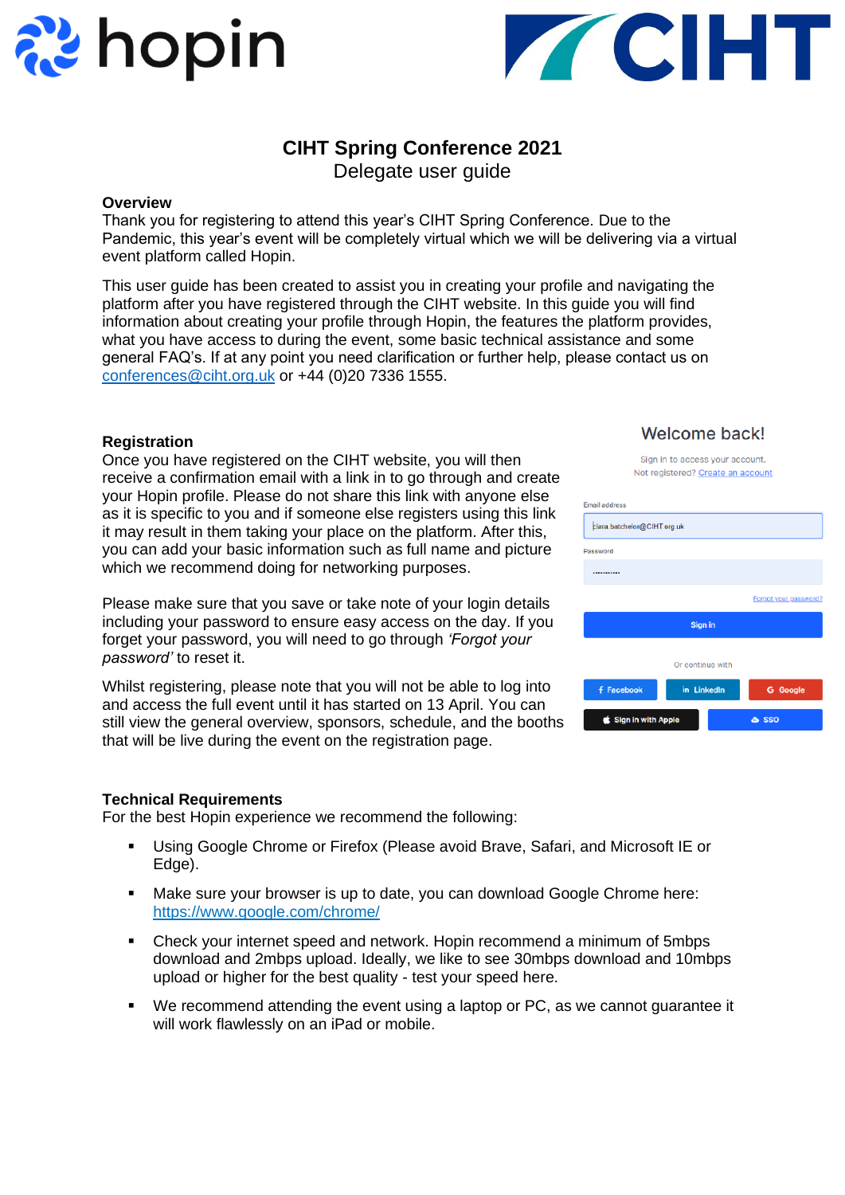# CIHT Spring Conference 2021

## Delegate user guide

### Overview

Thank you for registering to attend this year's CIHT Spring Conference. Due to the Pandemic, this year's event will be completely virtual which we will be delivering via a virtual event platform called Hopin.

This user guide has been created to assist you in creating your profile and navigating the platform after you have registered through the CIHT website. In this guide you will find information about creating your profile through Hopin, the features the platform provides, what you have access to during the event, some basic technical assistance and some general FAQ's. If at any point you need clarification or further help, please contact us on conferences@ciht.org.uk or +44 (0)20 7336 1555.

### Registration

Once you have registered on the CIHT website, you will then receive a confirmation email with a link in to go through and create your Hopin profile. Please do not share this link with anyone else as it is specific to you and if someone else registers using this link it may result in them taking your place on the platform. After this, you can add your basic information such as full name and picture which we recommend doing for networking purposes.

Please make sure that you save or take note of your login details including your password to ensure easy access on the day. If you forget your password, you will need to go through *'Forgot your password'* to reset it.

Whilst registering, please note that you will not be able to log into and access the full event until it has started on 13 April. You can still view the general overview, sponsors, schedule, and the booths that will be live during the event on the registration page.

### Technical Requirements

For the best Hopin experience we recommend the following:

- Using Google Chrome or Firefox (Please avoid Brave, Safari, and Microsoft IE or Edge).
- Make sure your browser is up to date, you can download Google Chrome here: https://www.google.com/chrome/
- Check your internet speed and network. Hopin recommend a minimum of 5mbps download and 2mbps upload. Ideally, we like to see 30mbps download and 10mbps upload or higher for the best quality - test your speed here.
- We recommend attending the event using a laptop or PC, as we cannot guarantee it will work flawlessly on an iPad or mobile.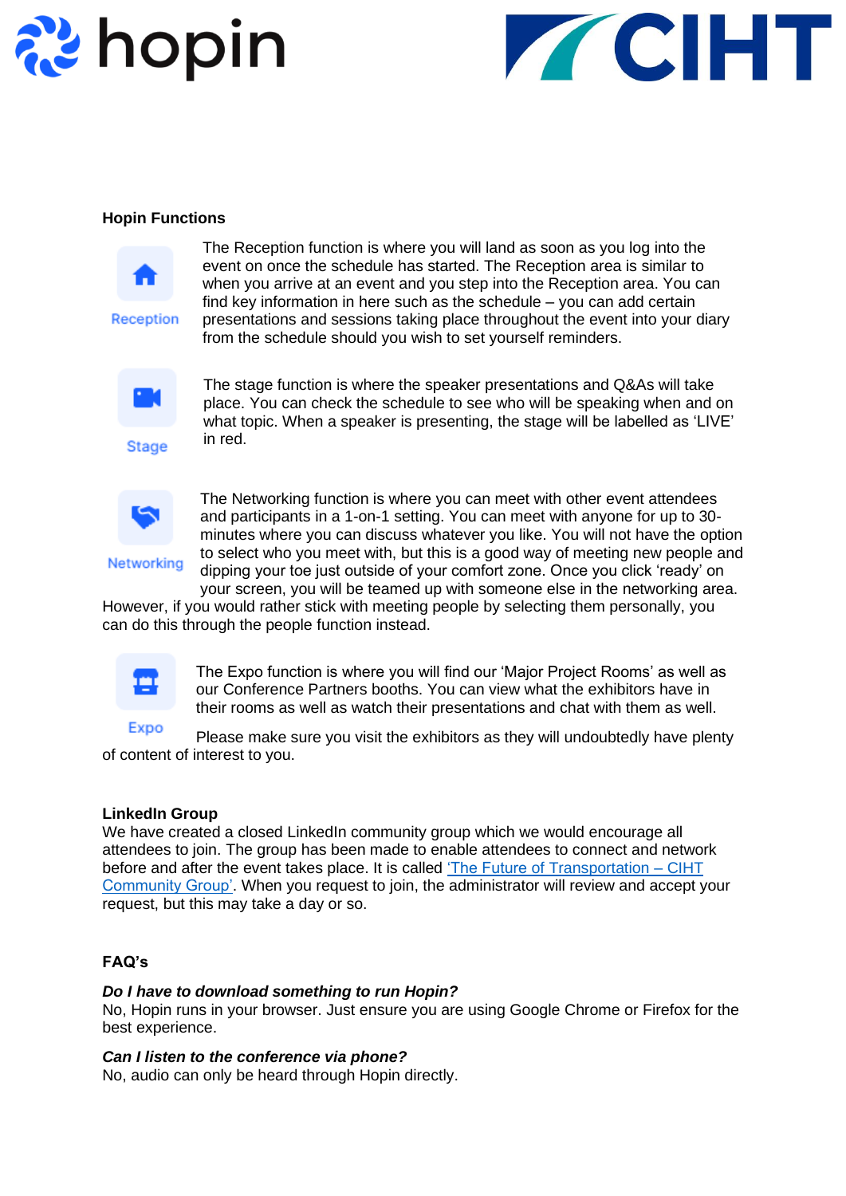## Hopin Functions

**Reception**

The Reception function is where you will land as soon as you log into the event on once the schedule has started. The Reception area is similar to when you arrive at an event and you step into the Reception area. You can find key information in here such as the schedule – you can add certain presentations and sessions taking place throughout the event into your diary from the schedule should you wish to set yourself reminders.

**Stage**

The stage function is where the speaker presentations and Q&As will take place. You can check the schedule to see who will be speaking when and on what topic. When a speaker is presenting, the stage will be labelled as 'LIVE' in red.

**Networking**

The Networking function is where you can meet with other event attendees and participants in a 1-on-1 setting. You can meet with anyone for up to 30-minutes where you can discuss whatever you like. You will not have the option to select who you meet with, but this is a good way of meeting new people and dipping your toe just outside of your comfort zone. Once you click 'ready' on your screen, you will be teamed up with someone else in the networking area. However, if you would rather stick with meeting people by selecting them personally, you can do this through the people function instead.

**Expo**

The Expo function is where you will find our 'Major Project Rooms' as well as our Conference Partners booths. You can view what the exhibitors have in their rooms as well as watch their presentations and chat with them as well.

Please make sure you visit the exhibitors as they will undoubtedly have plenty of content of interest to you.

## LinkedIn Group

We have created a closed LinkedIn community group which we would encourage all attendees to join. The group has been made to enable attendees to connect and network before and after the event takes place. It is called 'The Future of Transportation – CIHT Community Group'. When you request to join, the administrator will review and accept your request, but this may take a day or so.

## FAQ's

***Do I have to download something to run Hopin?***

No, Hopin runs in your browser. Just ensure you are using Google Chrome or Firefox for the best experience.

***Can I listen to the conference via phone?***

No, audio can only be heard through Hopin directly.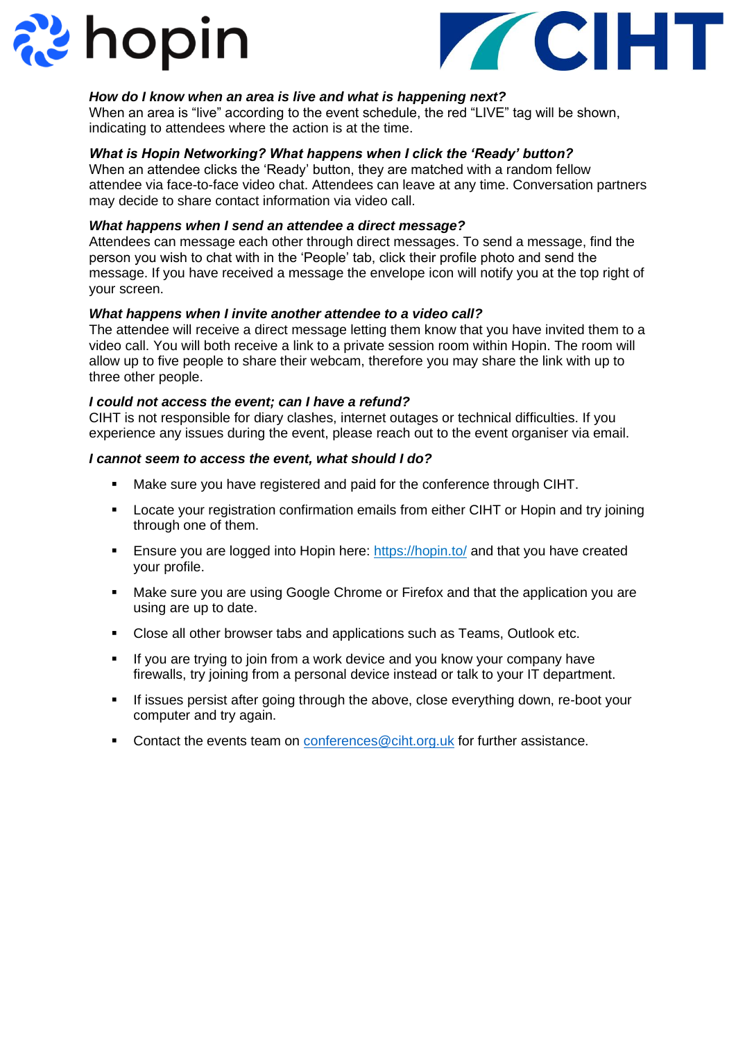***How do I know when an area is live and what is happening next?***
When an area is "live" according to the event schedule, the red "LIVE" tag will be shown, indicating to attendees where the action is at the time.

***What is Hopin Networking? What happens when I click the 'Ready' button?***
When an attendee clicks the 'Ready' button, they are matched with a random fellow attendee via face-to-face video chat. Attendees can leave at any time. Conversation partners may decide to share contact information via video call.

***What happens when I send an attendee a direct message?***
Attendees can message each other through direct messages. To send a message, find the person you wish to chat with in the 'People' tab, click their profile photo and send the message. If you have received a message the envelope icon will notify you at the top right of your screen.

***What happens when I invite another attendee to a video call?***
The attendee will receive a direct message letting them know that you have invited them to a video call. You will both receive a link to a private session room within Hopin. The room will allow up to five people to share their webcam, therefore you may share the link with up to three other people.

***I could not access the event; can I have a refund?***
CIHT is not responsible for diary clashes, internet outages or technical difficulties. If you experience any issues during the event, please reach out to the event organiser via email.

***I cannot seem to access the event, what should I do?***

- Make sure you have registered and paid for the conference through CIHT.
- Locate your registration confirmation emails from either CIHT or Hopin and try joining through one of them.
- Ensure you are logged into Hopin here: https://hopin.to/ and that you have created your profile.
- Make sure you are using Google Chrome or Firefox and that the application you are using are up to date.
- Close all other browser tabs and applications such as Teams, Outlook etc.
- If you are trying to join from a work device and you know your company have firewalls, try joining from a personal device instead or talk to your IT department.
- If issues persist after going through the above, close everything down, re-boot your computer and try again.
- Contact the events team on conferences@ciht.org.uk for further assistance.